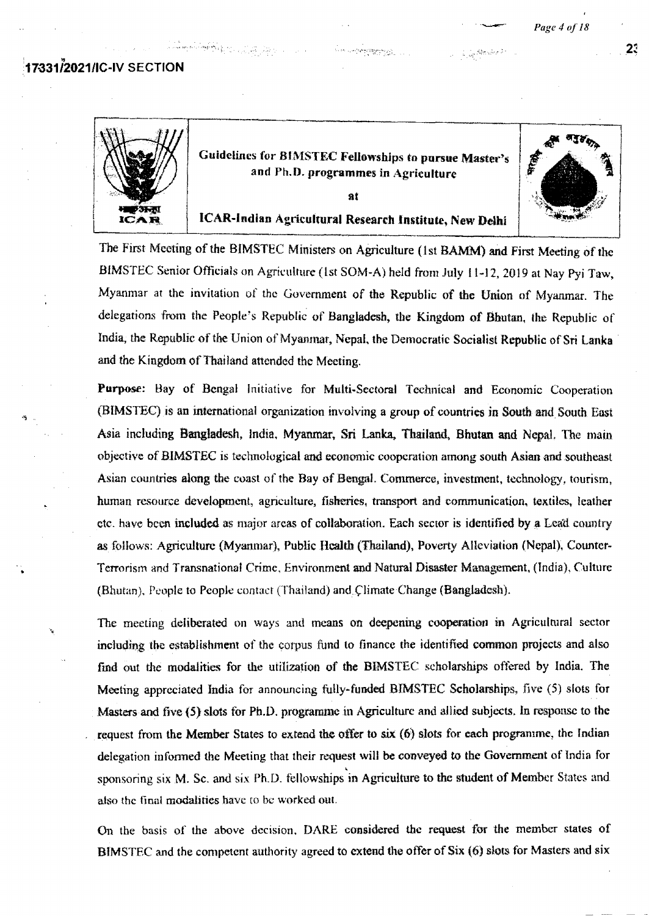17331/2021/IC-IV SECTION

## Guidelines for BIMSTEC Fellowships to pursue Master's and Ph.D. programmes in Agriculture at ICAR-Indian Agricultural Research Institute, New Delhi

The First Meeting of the BIMSTEC Ministers on Agriculture (1st BAMM) and First Meeting of the BIMSTEC Senior Officials on Agriculture (1st SOM-A) held from July 11-12, 2019 at Nay Pyi Taw, Myanmar at the invitation of the Government of the Republic of the Union of Myanmar. The delegations from the People's Republic of Bangladesh, the Kingdom of Bhutan, the Republic of India, the Republic of the Union of Myanmar, Nepal, the Democratic Socialist Republic of Sri Lanka and the Kingdom of Thailand attended the Meeting.

**Purpose:** Bay of Bengal Initiative for Multi-Sectoral Technical and Economic Cooperation (BIMSTEC) is an international organization involving a group of countries in South and South East Asia including Bangladesh, India, Myanmar, Sri Lanka, Thailand, Bhutan and Nepal. The main objective of BIMSTEC is technological and economic cooperation among south Asian and southeast Asian countries along the coast of the Bay of Bengal. Commerce, investment, technology, tourism, human resource development, agriculture, fisheries, transport and communication, textiles, leather etc. have been included as major areas of collaboration. Each sector is identified by a Lead country as follows: Agriculture (Myanmar), Public Health (Thailand), Poverty Alleviation (Nepal), Counter-Terrorism and Transnational Crime, Environment and Natural Disaster Management, (India), Culture (Bhutan), People to People contact (Thailand) and Climate Change (Bangladesh).

The meeting deliberated on ways and means on deepening cooperation in Agricultural sector including the establishment of the corpus fund to finance the identified common projects and also find out the modalities for the utilization of the BIMSTEC scholarships offered by India. The Meeting appreciated India for announcing fully-funded BIMSTEC Scholarships, five (5) slots for Masters and five (5) slots for Ph.D. programme in Agriculture and allied subjects. In response to the request from the Member States to extend the offer to six (6) slots for each programme, the Indian delegation informed the Meeting that their request will be conveyed to the Government of India for sponsoring six M. Sc. and six Ph.D. fellowships in Agriculture to the student of Member States and also the final modalities have to be worked out.

On the basis of the above decision, DARE considered the request for the member states of BIMSTEC and the competent authority agreed to extend the offer of Six (6) slots for Masters and six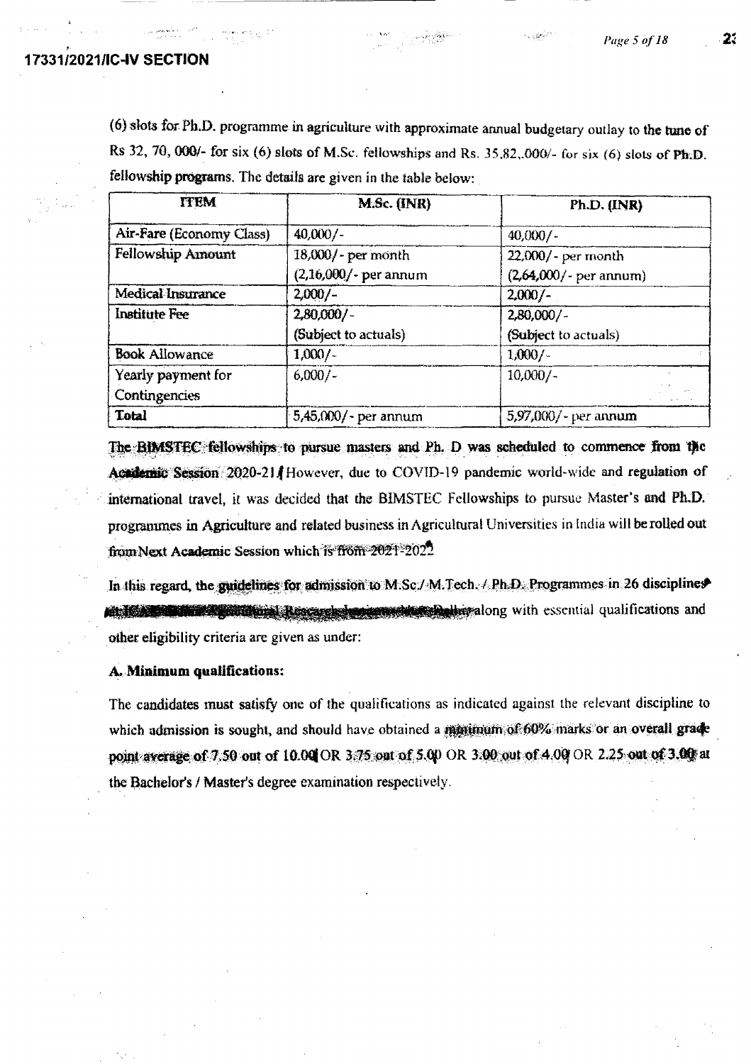(6) slots for Ph.D. programme in agriculture with approximate annual budgetary outlay to the tune of Rs 32, 70, 000/- for six (6) slots of M.Sc. fellowships and Rs. 35,82,.000/- for six (6) slots of Ph.D. fellowship programs. The details are given in the table below:

| ITEM | M.Sc. (INR) | Ph.D. (INR) |
|---|---|---|
| Air-Fare (Economy Class) | 40,000/- | 40,000/- |
| Fellowship Amount | 18,000/- per month (2,16,000/- per annum | 22,000/- per month (2,64,000/- per annum) |
| Medical Insurance | 2,000/- | 2,000/- |
| Institute Fee | 2,80,000/- (Subject to actuals) | 2,80,000/- (Subject to actuals) |
| Book Allowance | 1,000/- | 1,000/- |
| Yearly payment for Contingencies | 6,000/- | 10,000/- |
| **Total** | 5,45,000/- per annum | 5,97,000/- per annum |

The BIMSTEC fellowships to pursue masters and Ph. D was scheduled to commence from the Academic Session 2020-21. However, due to COVID-19 pandemic world-wide and regulation of international travel, it was decided that the BIMSTEC Fellowships to pursue Master's and Ph.D. programmes in Agriculture and related business in Agricultural Universities in India will be rolled out from Next Academic Session which is from 2021-2022

In this regard, the guidelines for admission to M.Sc./M.Tech./Ph.D. Programmes in 26 disciplines at ICAR-Indian Agricultural Research Institute, New Delhi along with essential qualifications and other eligibility criteria are given as under:

**A. Minimum qualifications:**

The candidates must satisfy one of the qualifications as indicated against the relevant discipline to which admission is sought, and should have obtained a minimum of 60% marks or an overall grade point average of 7.50 out of 10.00 OR 3.75 out of 5.00 OR 3.00 out of 4.00 OR 2.25 out of 3.00 at the Bachelor's / Master's degree examination respectively.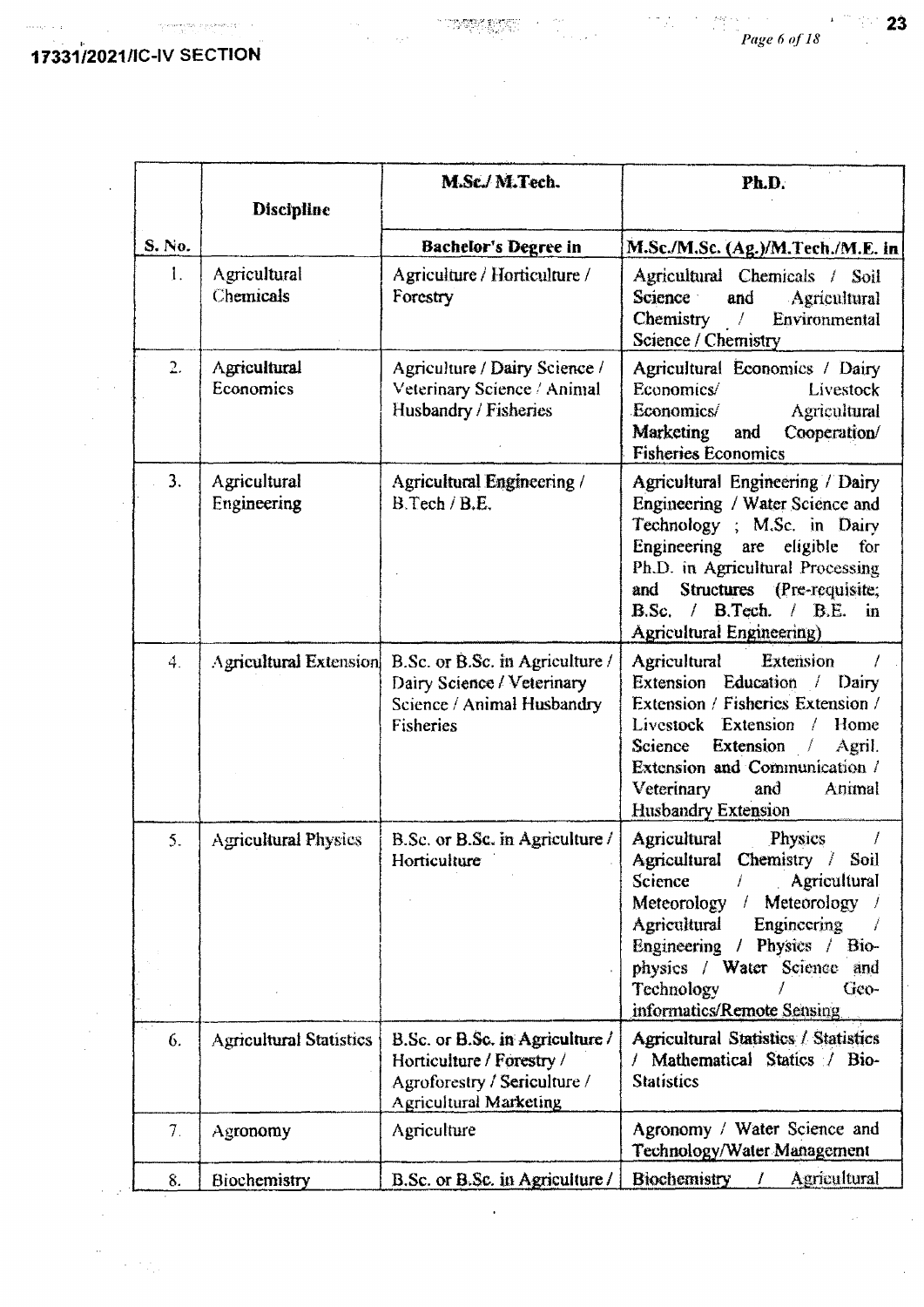17331/2021/IC-IV SECTION

| S. No. | Discipline | M.Sc./ M.Tech. Bachelor's Degree in | Ph.D. M.Sc./M.Sc. (Ag.)/M.Tech./M.E. in |
|---|---|---|---|
| 1. | Agricultural Chemicals | Agriculture / Horticulture / Forestry | Agricultural Chemicals / Soil Science and Agricultural Chemistry / Environmental Science / Chemistry |
| 2. | Agricultural Economics | Agriculture / Dairy Science / Veterinary Science / Animal Husbandry / Fisheries | Agricultural Economics / Dairy Economics/ Livestock Economics/ Agricultural Marketing and Cooperation/ Fisheries Economics |
| 3. | Agricultural Engineering | Agricultural Engineering / B.Tech / B.E. | Agricultural Engineering / Dairy Engineering / Water Science and Technology ; M.Sc. in Dairy Engineering are eligible for Ph.D. in Agricultural Processing and Structures (Pre-requisite; B.Sc. / B.Tech. / B.E. in Agricultural Engineering) |
| 4. | Agricultural Extension | B.Sc. or B.Sc. in Agriculture / Dairy Science / Veterinary Science / Animal Husbandry Fisheries | Agricultural Extension / Extension Education / Dairy Extension / Fisheries Extension / Livestock Extension / Home Science Extension / Agril. Extension and Communication / Veterinary and Animal Husbandry Extension |
| 5. | Agricultural Physics | B.Sc. or B.Sc. in Agriculture / Horticulture | Agricultural Physics / Agricultural Chemistry / Soil Science / Agricultural Meteorology / Meteorology / Agricultural Engineering / Engineering / Physics / Bio-physics / Water Science and Technology / Geo-informatics/Remote Sensing |
| 6. | Agricultural Statistics | B.Sc. or B.Sc. in Agriculture / Horticulture / Forestry / Agroforestry / Sericulture / Agricultural Marketing | Agricultural Statistics / Statistics / Mathematical Statics / Bio-Statistics |
| 7. | Agronomy | Agriculture | Agronomy / Water Science and Technology/Water Management |
| 8. | Biochemistry | B.Sc. or B.Sc. in Agriculture / | Biochemistry / Agricultural |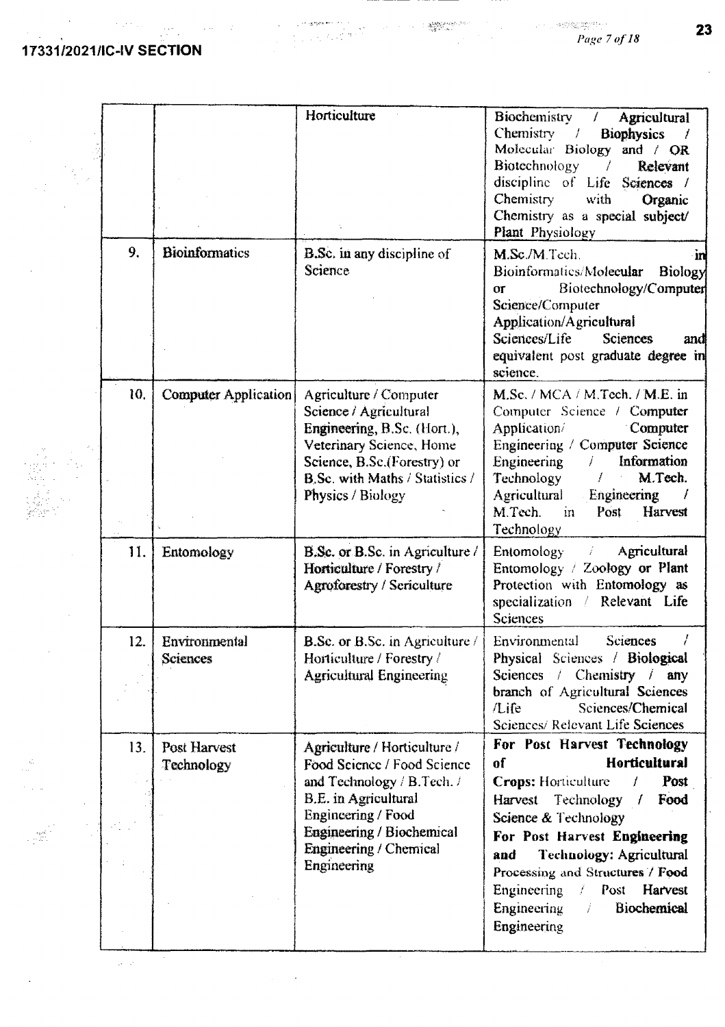| | | Horticulture | Biochemistry / Agricultural Chemistry / **Biophysics** / Molecular Biology and / **OR** Biotechnology / **Relevant** discipline of Life Sciences / Chemistry with **Organic** Chemistry as a special subject/ Plant Physiology |
|---|---|---|---|
| 9. | **Bioinformatics** | B.Sc. in any discipline of Science | M.Sc./M.Tech. in Bioinformatics/Molecular Biology or Biotechnology/Computer Science/Computer Application/Agricultural Sciences/Life Sciences and equivalent post graduate degree in science. |
| 10. | Computer Application | Agriculture / Computer Science / Agricultural Engineering, B.Sc. (Hort.), Veterinary Science, Home Science, B.Sc.(Forestry) or B.Sc. with Maths / Statistics / Physics / Biology | M.Sc. / MCA / M.Tech. / M.E. in Computer Science / Computer Application/ Computer Engineering / Computer Science Engineering / Information Technology / M.Tech. Agricultural Engineering / M.Tech. in Post Harvest Technology |
| 11. | Entomology | B.Sc. or B.Sc. in Agriculture / Horticulture / Forestry / Agroforestry / Sericulture | Entomology / Agricultural Entomology / Zoology or Plant Protection with Entomology as specialization / Relevant Life Sciences |
| 12. | Environmental Sciences | B.Sc. or B.Sc. in Agriculture / Horticulture / Forestry / Agricultural Engineering | Environmental Sciences / Physical Sciences / **Biological** Sciences / Chemistry / any branch of Agricultural Sciences /Life Sciences/Chemical Sciences/ Relevant Life Sciences |
| 13. | Post Harvest Technology | Agriculture / Horticulture / Food Science / Food Science and Technology / B.Tech. / B.E. in Agricultural Engineering / Food Engineering / Biochemical Engineering / Chemical Engineering | **For Post Harvest Technology of Horticultural Crops:** Horticulture / Post Harvest Technology / Food Science & Technology **For Post Harvest Engineering and Technology:** Agricultural Processing and Structures / Food Engineering / Post Harvest Engineering / Biochemical Engineering |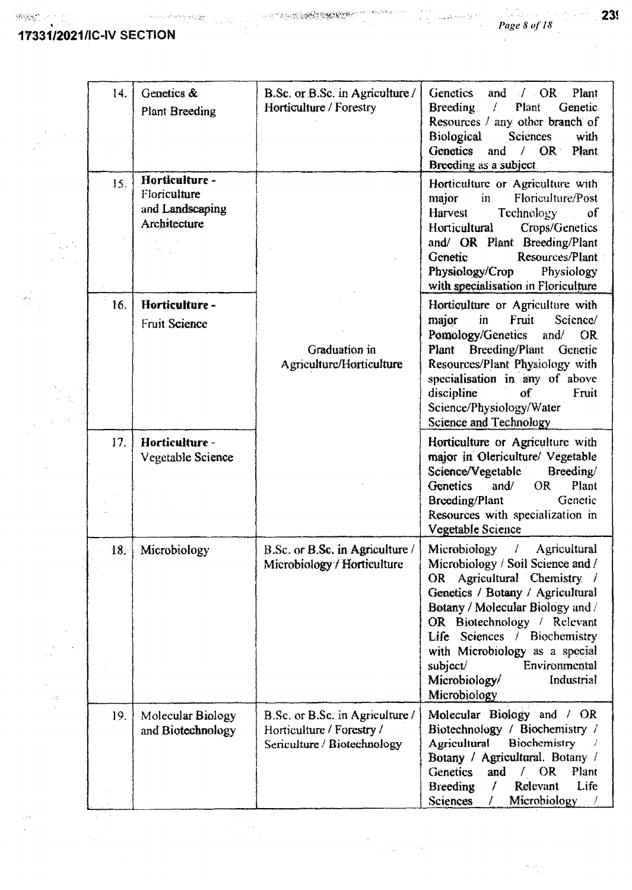| 14. | Genetics & Plant Breeding | B.Sc. or B.Sc. in Agriculture / Horticulture / Forestry | Genetics and / OR Plant Breeding / Plant Genetic Resources / any other branch of Biological Sciences with Genetics and / OR Plant Breeding as a subject |
|---|---|---|---|
| 15. | **Horticulture -** Floriculture and Landscaping Architecture | Graduation in Agriculture/Horticulture | Horticulture or Agriculture with major in Floriculture/Post Harvest Technology of Horticultural Crops/Genetics and/ OR Plant Breeding/Plant Genetic Resources/Plant Physiology/Crop Physiology with specialisation in Floriculture |
| 16. | **Horticulture -** Fruit Science | | Horticulture or Agriculture with major in Fruit Science/ Pomology/Genetics and/ OR Plant Breeding/Plant Genetic Resources/Plant Physiology with specialisation in any of above discipline of Fruit Science/Physiology/Water Science and Technology |
| 17. | **Horticulture -** Vegetable Science | | Horticulture or Agriculture with major in Olericulture/ Vegetable Science/Vegetable Breeding/ Genetics and/ OR Plant Breeding/Plant Genetic Resources with specialization in Vegetable Science |
| 18. | Microbiology | B.Sc. or B.Sc. in Agriculture / Microbiology / Horticulture | Microbiology / Agricultural Microbiology / Soil Science and / OR Agricultural Chemistry / Genetics / Botany / Agricultural Botany / Molecular Biology and / OR Biotechnology / Relevant Life Sciences / Biochemistry with Microbiology as a special subject/ Environmental Microbiology/ Industrial Microbiology |
| 19. | Molecular Biology and Biotechnology | B.Sc. or B.Sc. in Agriculture / Horticulture / Forestry / Sericulture / Biotechnology | Molecular Biology and / OR Biotechnology / Biochemistry / Agricultural Biochemistry / Botany / Agricultural. Botany / Genetics and / OR Plant Breeding / Relevant Life Sciences / Microbiology / |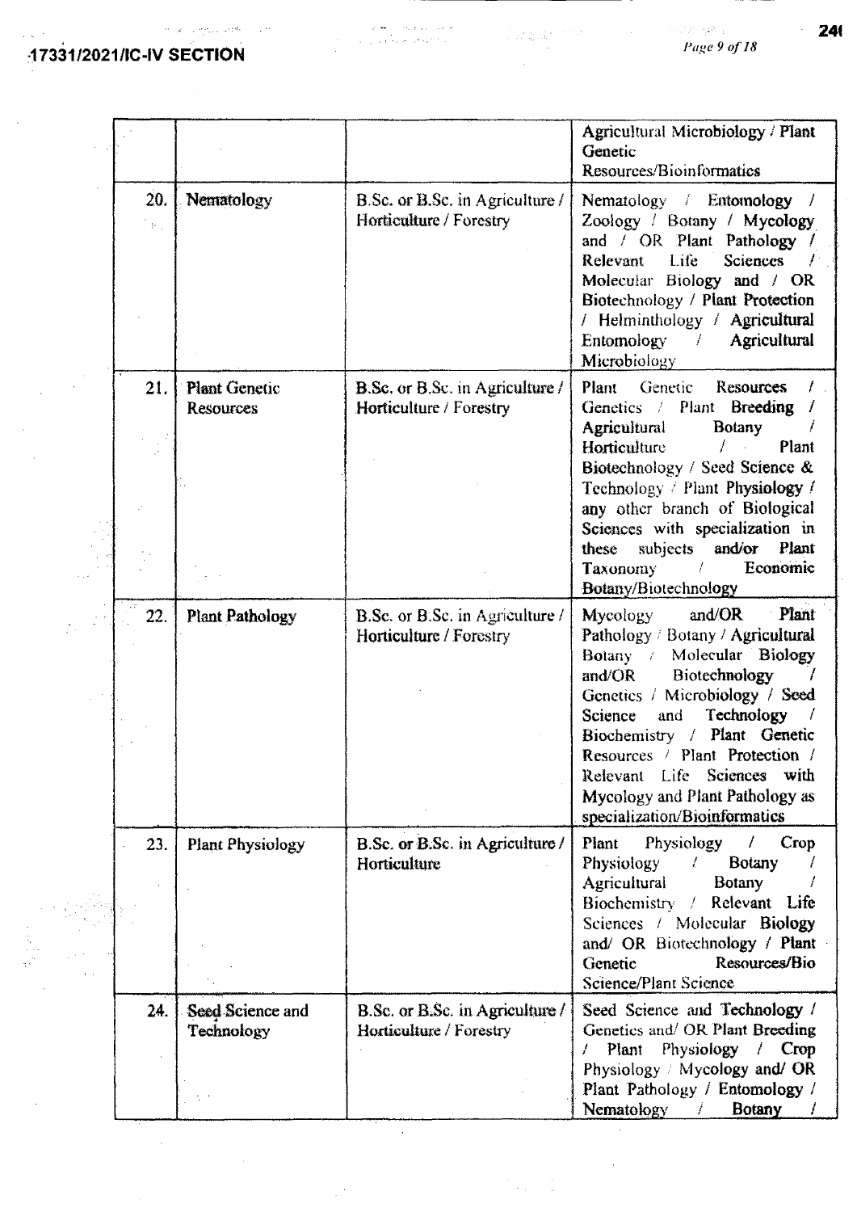| | | | Agricultural Microbiology / Plant Genetic Resources/Bioinformatics |
|---|---|---|---|
| 20. | Nematology | B.Sc. or B.Sc. in Agriculture / Horticulture / Forestry | Nematology / Entomology / Zoology / Botany / Mycology and / OR Plant Pathology / Relevant Life Sciences / Molecular Biology and / OR Biotechnology / Plant Protection / Helminthology / Agricultural Entomology / Agricultural Microbiology |
| 21. | Plant Genetic Resources | B.Sc. or B.Sc. in Agriculture / Horticulture / Forestry | Plant Genetic Resources / Genetics / Plant Breeding / Agricultural Botany / Horticulture / Plant Biotechnology / Seed Science & Technology / Plant Physiology / any other branch of Biological Sciences with specialization in these subjects and/or Plant Taxonomy / Economic Botany/Biotechnology |
| 22. | Plant Pathology | B.Sc. or B.Sc. in Agriculture / Horticulture / Forestry | Mycology and/OR Plant Pathology / Botany / Agricultural Botany / Molecular Biology and/OR Biotechnology / Genetics / Microbiology / Seed Science and Technology / Biochemistry / Plant Genetic Resources / Plant Protection / Relevant Life Sciences with Mycology and Plant Pathology as specialization/Bioinformatics |
| 23. | Plant Physiology | B.Sc. or B.Sc. in Agriculture / Horticulture | Plant Physiology / Crop Physiology / Botany / Agricultural Botany / Biochemistry / Relevant Life Sciences / Molecular Biology and/ OR Biotechnology / Plant Genetic Resources/Bio Science/Plant Science |
| 24. | Seed Science and Technology | B.Sc. or B.Sc. in Agriculture / Horticulture / Forestry | Seed Science and Technology / Genetics and/ OR Plant Breeding / Plant Physiology / Crop Physiology / Mycology and/ OR Plant Pathology / Entomology / Nematology / Botany / |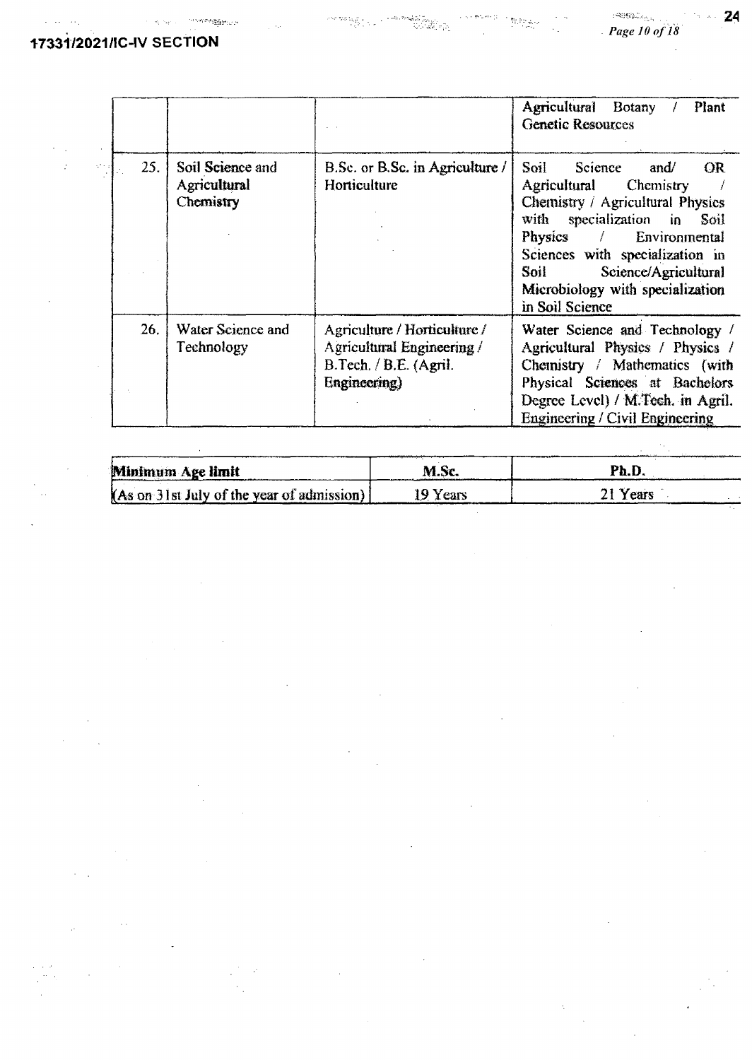| | | | |
|---|---|---|---|
| | | | Agricultural Botany / Plant Genetic Resources |
| 25. | Soil Science and Agricultural Chemistry | B.Sc. or B.Sc. in Agriculture / Horticulture | Soil Science and/ OR Agricultural Chemistry / Chemistry / Agricultural Physics with specialization in Soil Physics / Environmental Sciences with specialization in Soil Science/Agricultural Microbiology with specialization in Soil Science |
| 26. | Water Science and Technology | Agriculture / Horticulture / Agricultural Engineering / B.Tech. / B.E. (Agril. Engineering) | Water Science and Technology / Agricultural Physics / Physics / Chemistry / Mathematics (with Physical Sciences at Bachelors Degree Level) / M.Tech. in Agril. Engineering / Civil Engineering |

| **Minimum Age limit** | **M.Sc.** | **Ph.D.** |
|---|---|---|
| (As on 31st July of the year of admission) | 19 Years | 21 Years |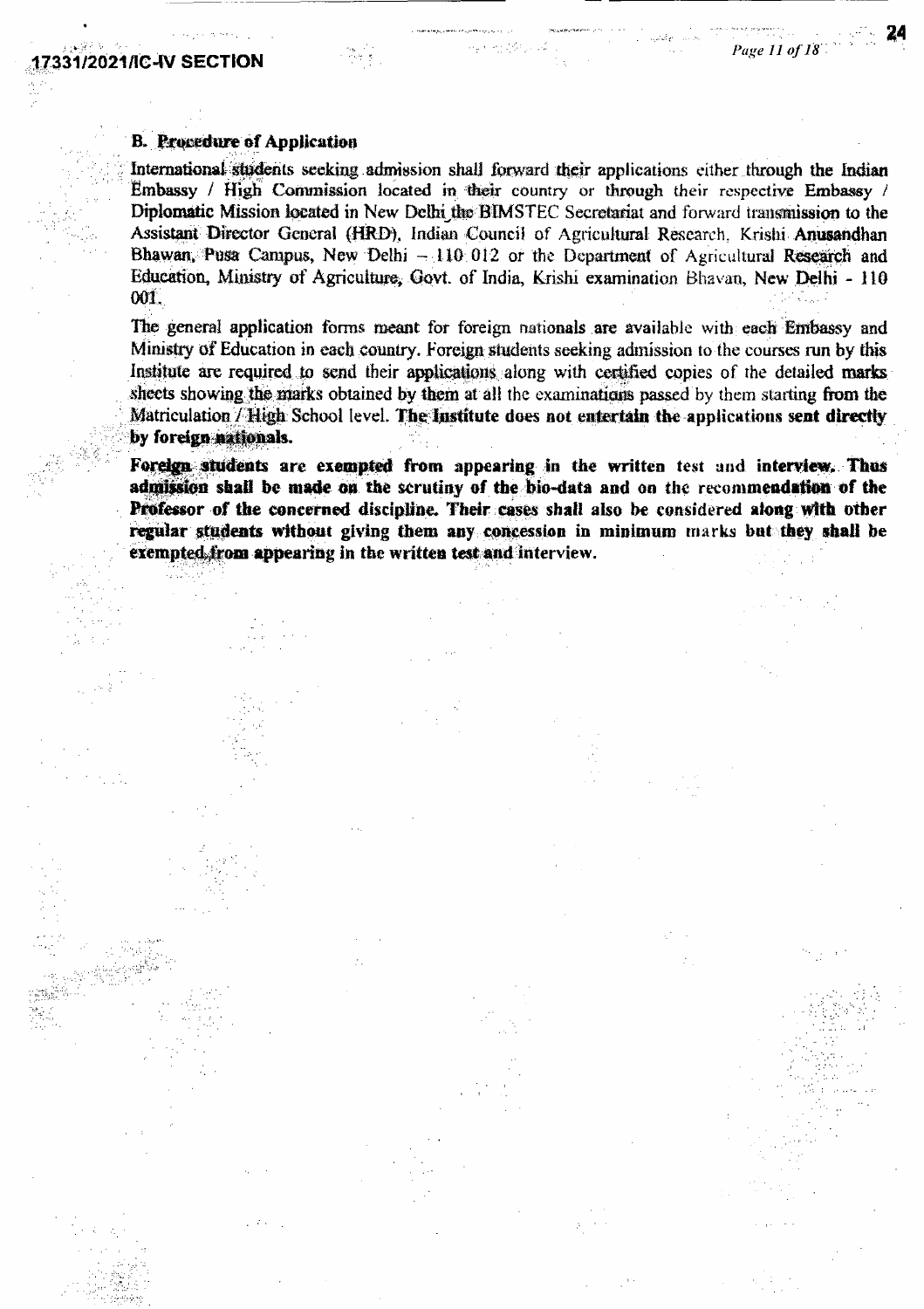**B. Procedure of Application**

International students seeking admission shall forward their applications either through the Indian Embassy / High Commission located in their country or through their respective Embassy / Diplomatic Mission located in New Delhi_the BIMSTEC Secretariat and forward transmission to the Assistant Director General (HRD), Indian Council of Agricultural Research, Krishi Anusandhan Bhawan, Pusa Campus, New Delhi – 110 012 or the Department of Agricultural Research and Education, Ministry of Agriculture, Govt. of India, Krishi examination Bhavan, New Delhi - 110 001.

The general application forms meant for foreign nationals are available with each Embassy and Ministry of Education in each country. Foreign students seeking admission to the courses run by this Institute are required to send their applications along with certified copies of the detailed marks sheets showing the marks obtained by them at all the examinations passed by them starting from the Matriculation / High School level. **The Institute does not entertain the applications sent directly by foreign nationals.**

**Foreign students are exempted from appearing in the written test and interview. Thus admission shall be made on the scrutiny of the bio-data and on the recommendation of the Professor of the concerned discipline. Their cases shall also be considered along with other regular students without giving them any concession in minimum marks but they shall be exempted from appearing in the written test and interview.**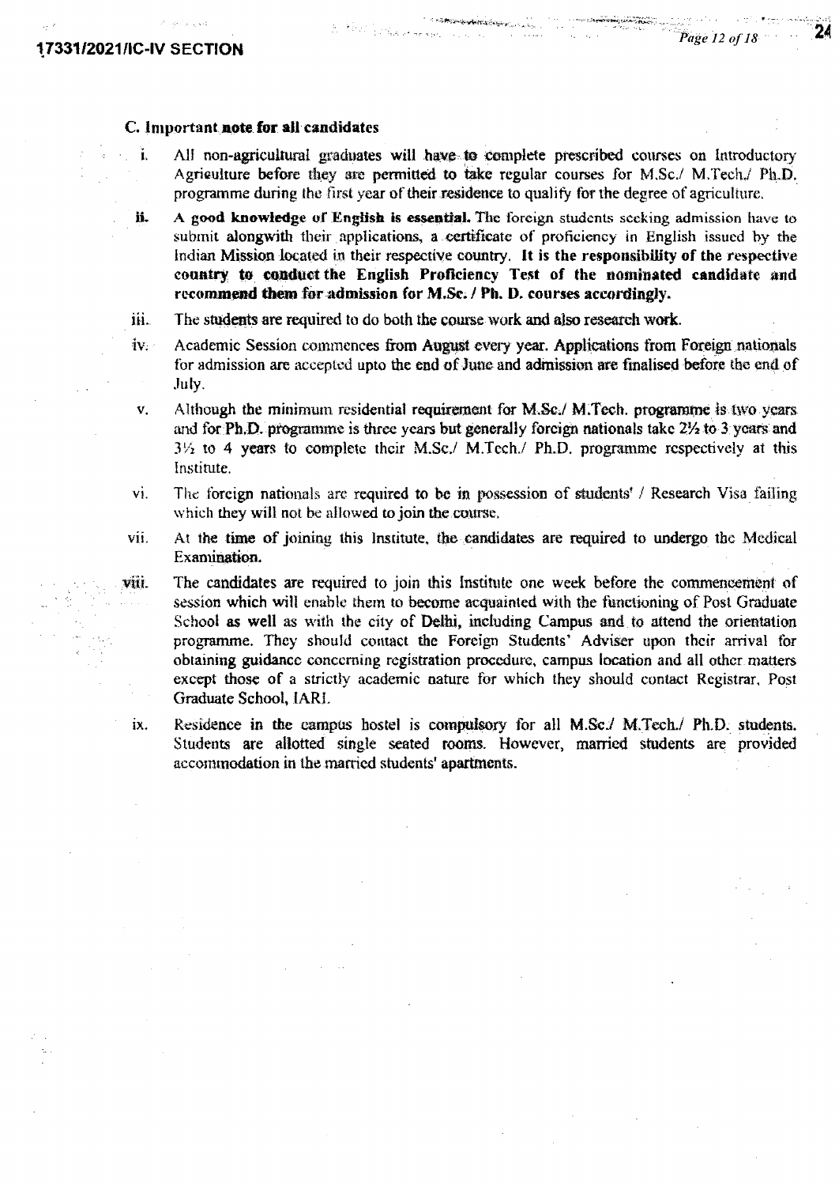### C. Important note for all candidates

i. All non-agricultural graduates will have to complete prescribed courses on Introductory Agriculture before they are permitted to take regular courses for M.Sc./ M.Tech./ Ph.D. programme during the first year of their residence to qualify for the degree of agriculture.

ii. **A good knowledge of English is essential.** The foreign students seeking admission have to submit alongwith their applications, a certificate of proficiency in English issued by the Indian Mission located in their respective country. **It is the responsibility of the respective country to conduct the English Proficiency Test of the nominated candidate and recommend them for admission for M.Sc. / Ph. D. courses accordingly.**

iii. The students are required to do both the course work and also research work.

iv. Academic Session commences from August every year. Applications from Foreign nationals for admission are accepted upto the end of June and admission are finalised before the end of July.

v. Although the minimum residential requirement for M.Sc./ M.Tech. programme is two years and for Ph.D. programme is three years but generally foreign nationals take 2½ to 3 years and 3½ to 4 years to complete their M.Sc./ M.Tech./ Ph.D. programme respectively at this Institute.

vi. The foreign nationals are required to be in possession of students' / Research Visa failing which they will not be allowed to join the course.

vii. At the time of joining this Institute, the candidates are required to undergo the Medical Examination.

viii. The candidates are required to join this Institute one week before the commencement of session which will enable them to become acquainted with the functioning of Post Graduate School as well as with the city of Delhi, including Campus and to attend the orientation programme. They should contact the Foreign Students' Adviser upon their arrival for obtaining guidance concerning registration procedure, campus location and all other matters except those of a strictly academic nature for which they should contact Registrar, Post Graduate School, IARI.

ix. Residence in the campus hostel is compulsory for all M.Sc./ M.Tech./ Ph.D. students. Students are allotted single seated rooms. However, married students are provided accommodation in the married students' apartments.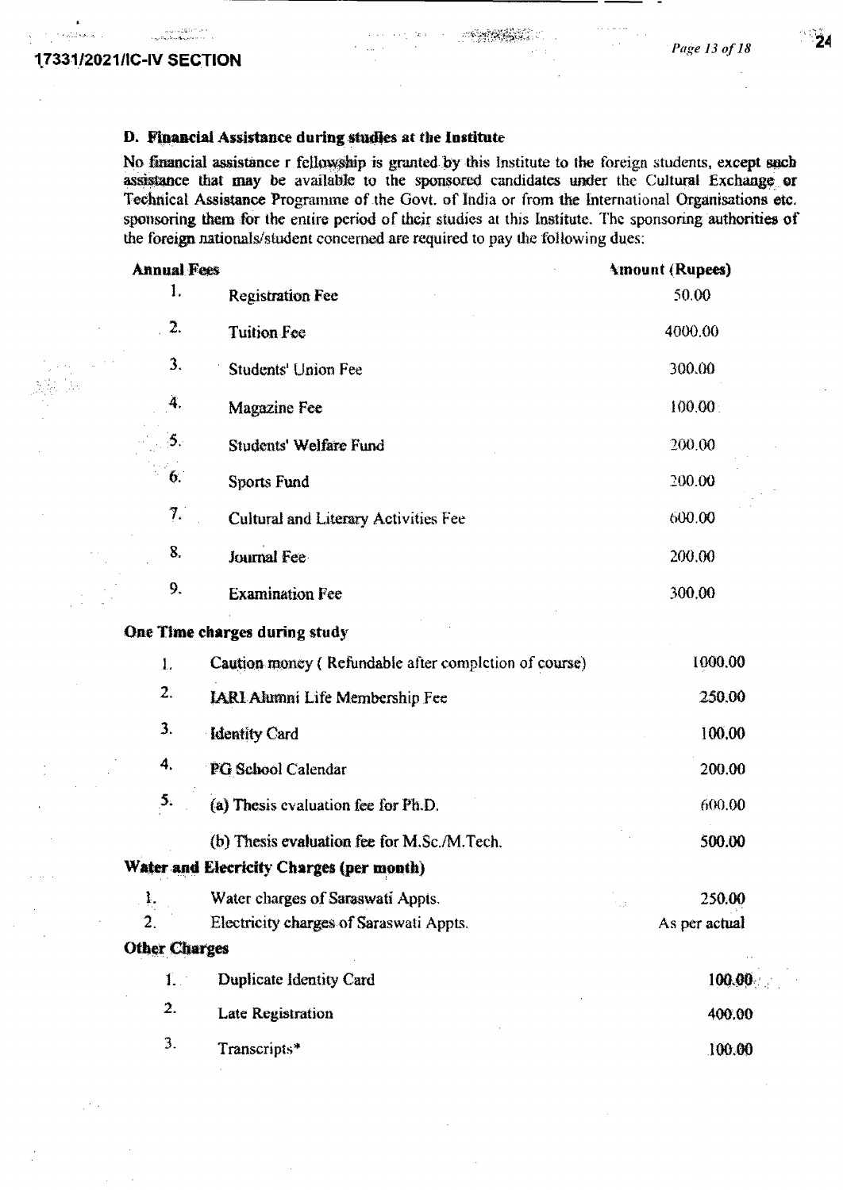### D. Financial Assistance during studies at the Institute

No financial assistance r fellowship is granted by this Institute to the foreign students, except such assistance that may be available to the sponsored candidates under the Cultural Exchange or Technical Assistance Programme of the Govt. of India or from the International Organisations etc. sponsoring them for the entire period of their studies at this Institute. The sponsoring authorities of the foreign nationals/student concerned are required to pay the following dues:

| | | Amount (Rupees) |
|---|---|---|
| **Annual Fees** | | |
| 1. | Registration Fee | 50.00 |
| 2. | Tuition Fee | 4000.00 |
| 3. | Students' Union Fee | 300.00 |
| 4. | Magazine Fee | 100.00 |
| 5. | Students' Welfare Fund | 200.00 |
| 6. | Sports Fund | 200.00 |
| 7. | Cultural and Literary Activities Fee | 600.00 |
| 8. | Journal Fee | 200.00 |
| 9. | Examination Fee | 300.00 |
| **One Time charges during study** | | |
| 1. | Caution money ( Refundable after completion of course) | 1000.00 |
| 2. | IARI Alumni Life Membership Fee | 250.00 |
| 3. | Identity Card | 100.00 |
| 4. | PG School Calendar | 200.00 |
| 5. | (a) Thesis evaluation fee for Ph.D. | 600.00 |
| | (b) Thesis evaluation fee for M.Sc./M.Tech. | 500.00 |
| **Water and Elecricity Charges (per month)** | | |
| 1. | Water charges of Saraswati Appts. | 250.00 |
| 2. | Electricity charges of Saraswati Appts. | As per actual |
| **Other Charges** | | |
| 1. | Duplicate Identity Card | 100.00 |
| 2. | Late Registration | 400.00 |
| 3. | Transcripts* | 100.00 |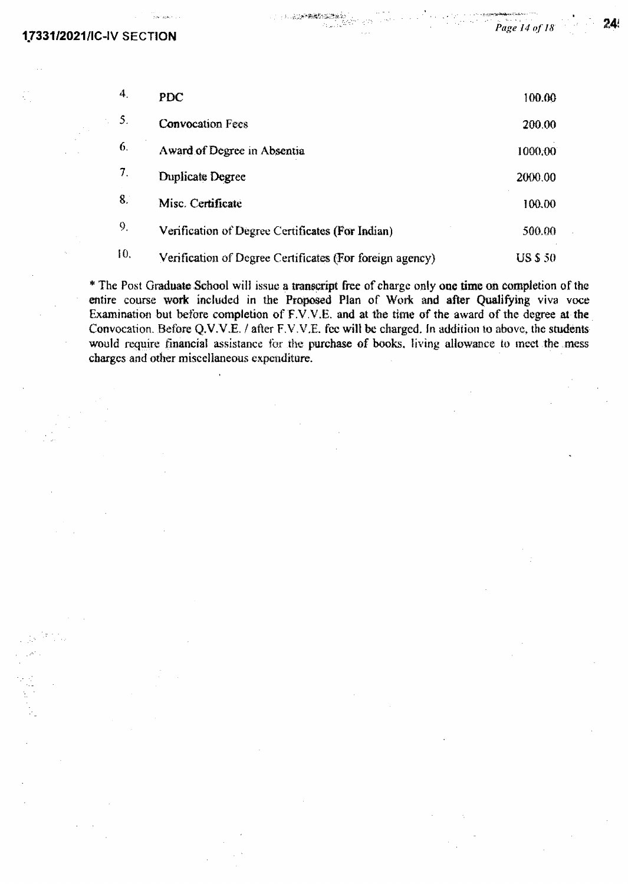| | | |
|---|---|---|
| 4. | PDC | 100.00 |
| 5. | Convocation Fees | 200.00 |
| 6. | Award of Degree in Absentia | 1000.00 |
| 7. | Duplicate Degree | 2000.00 |
| 8. | Misc. Certificate | 100.00 |
| 9. | Verification of Degree Certificates (For Indian) | 500.00 |
| 10. | Verification of Degree Certificates (For foreign agency) | US $ 50 |

* The Post Graduate School will issue a transcript free of charge only one time on completion of the entire course work included in the Proposed Plan of Work and after Qualifying viva voce Examination but before completion of F.V.V.E. and at the time of the award of the degree at the Convocation. Before Q.V.V.E. / after F.V.V.E. fee will be charged. In addition to above, the students would require financial assistance for the purchase of books, living allowance to meet the mess charges and other miscellaneous expenditure.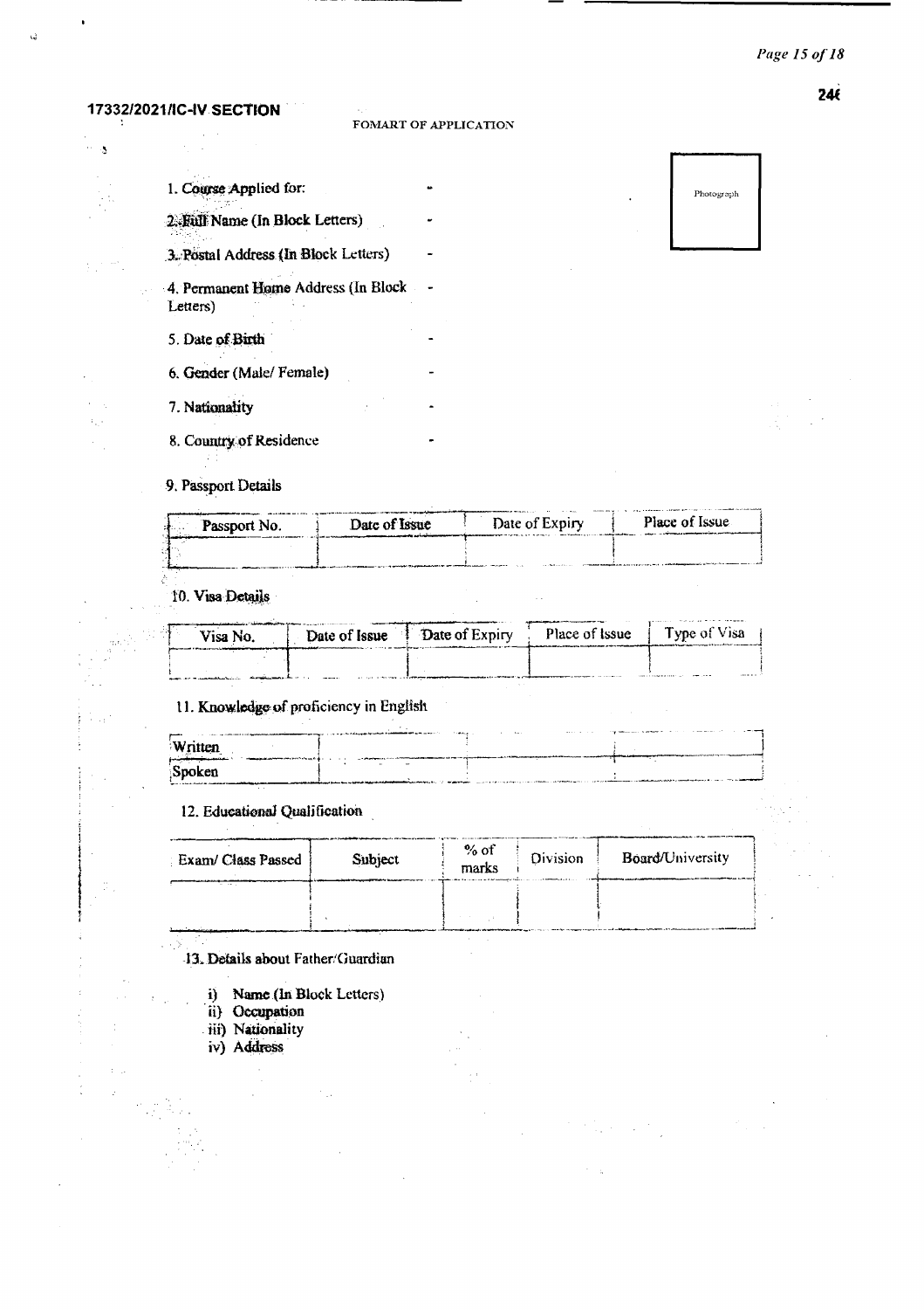17332/2021/IC-IV SECTION

FOMART OF APPLICATION

| Photograph |
|---|

1. Course Applied for: -
2. Full Name (In Block Letters) -
3. Postal Address (In Block Letters) -
4. Permanent Home Address (In Block Letters) -
5. Date of Birth -
6. Gender (Male/ Female) -
7. Nationality -
8. Country of Residence -

9. Passport Details

| Passport No. | Date of Issue | Date of Expiry | Place of Issue |
|---|---|---|---|
| | | | |

10. Visa Details

| Visa No. | Date of Issue | Date of Expiry | Place of Issue | Type of Visa |
|---|---|---|---|---|
| | | | | |

11. Knowledge of proficiency in English

| | | | |
|---|---|---|---|
| Written | | | |
| Spoken | | | |

12. Educational Qualification

| Exam/ Class Passed | Subject | % of marks | Division | Board/University |
|---|---|---|---|---|
| | | | | |

13. Details about Father/Guardian

i) Name (In Block Letters)
ii) Occupation
iii) Nationality
iv) Address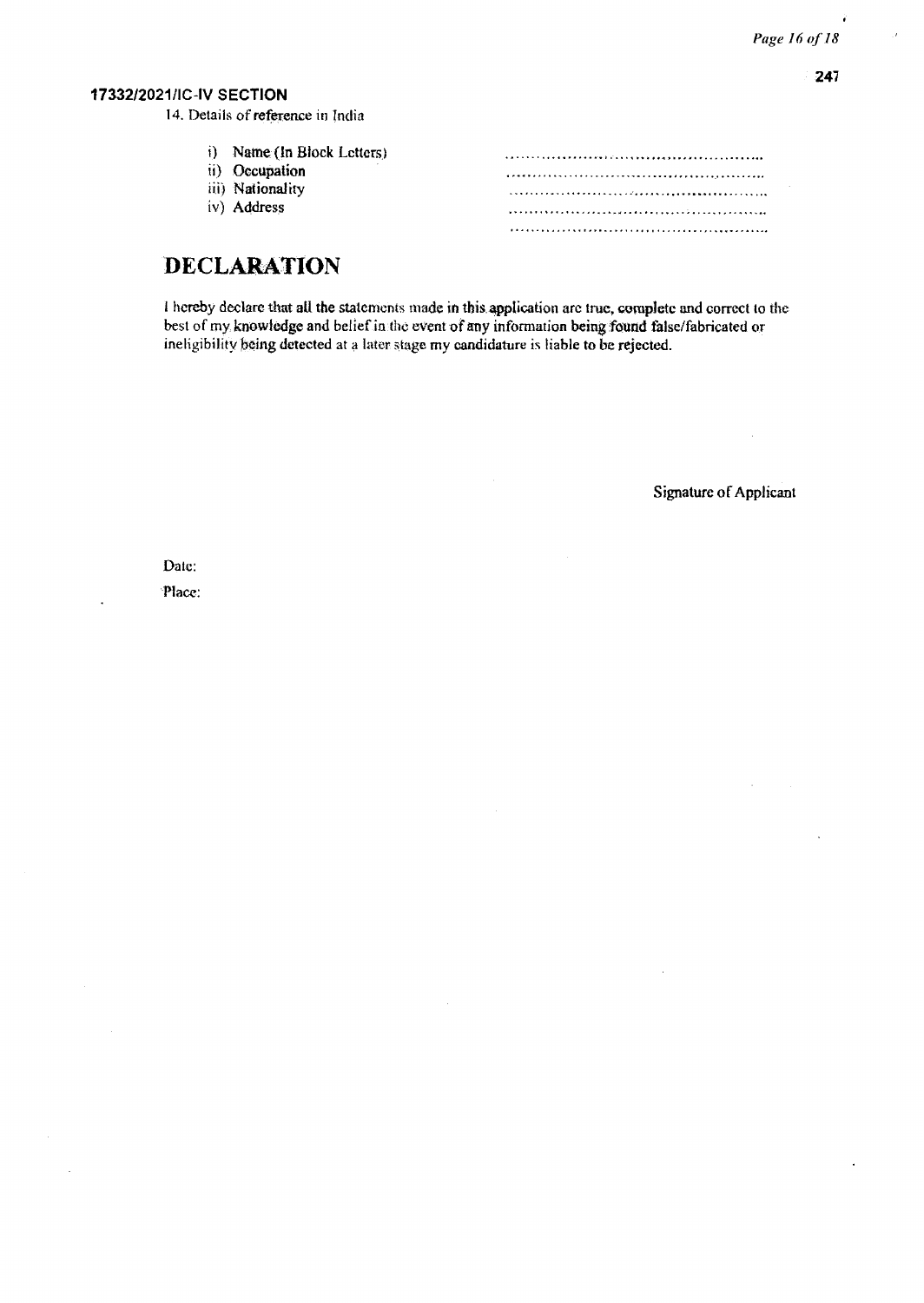**17332/2021/IC-IV SECTION**

14. Details of reference in India

i) Name (In Block Letters) ..................................................
ii) Occupation ..................................................
iii) Nationality ..................................................
iv) Address ..................................................
..................................................

# DECLARATION

I hereby declare that all the statements made in this application are true, complete and correct to the best of my knowledge and belief in the event of any information being found false/fabricated or ineligibility being detected at a later stage my candidature is liable to be rejected.

Signature of Applicant

Date:

Place: